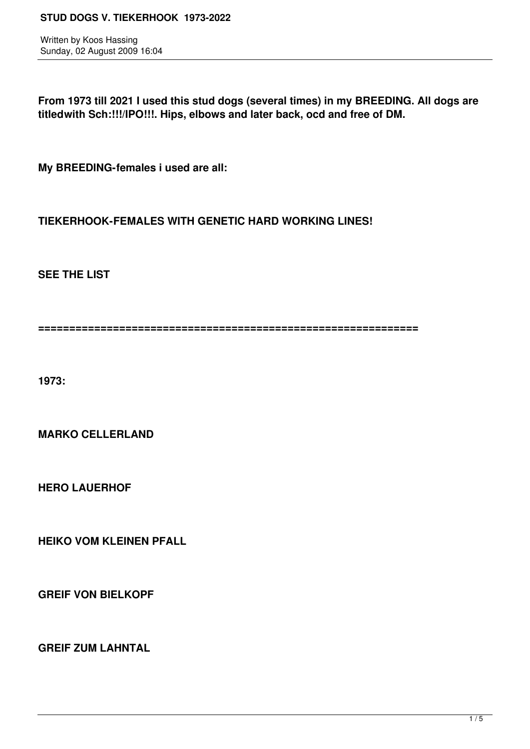# STUD DOGS V. TIEKERHOOK 1973-2022

Written by Koos Hassing
Sunday, 02 August 2009 16:04

**From 1973 till 2021 I used this stud dogs (several times) in my BREEDING. All dogs are titledwith Sch:!!!/IPO!!!. Hips, elbows and later back, ocd and free of DM.**

**My BREEDING-females i used are all:**

**TIEKERHOOK-FEMALES WITH GENETIC HARD WORKING LINES!**

**SEE THE LIST**

**============================================================**

**1973:**

**MARKO CELLERLAND**

**HERO LAUERHOF**

**HEIKO VOM KLEINEN PFALL**

**GREIF VON BIELKOPF**

**GREIF ZUM LAHNTAL**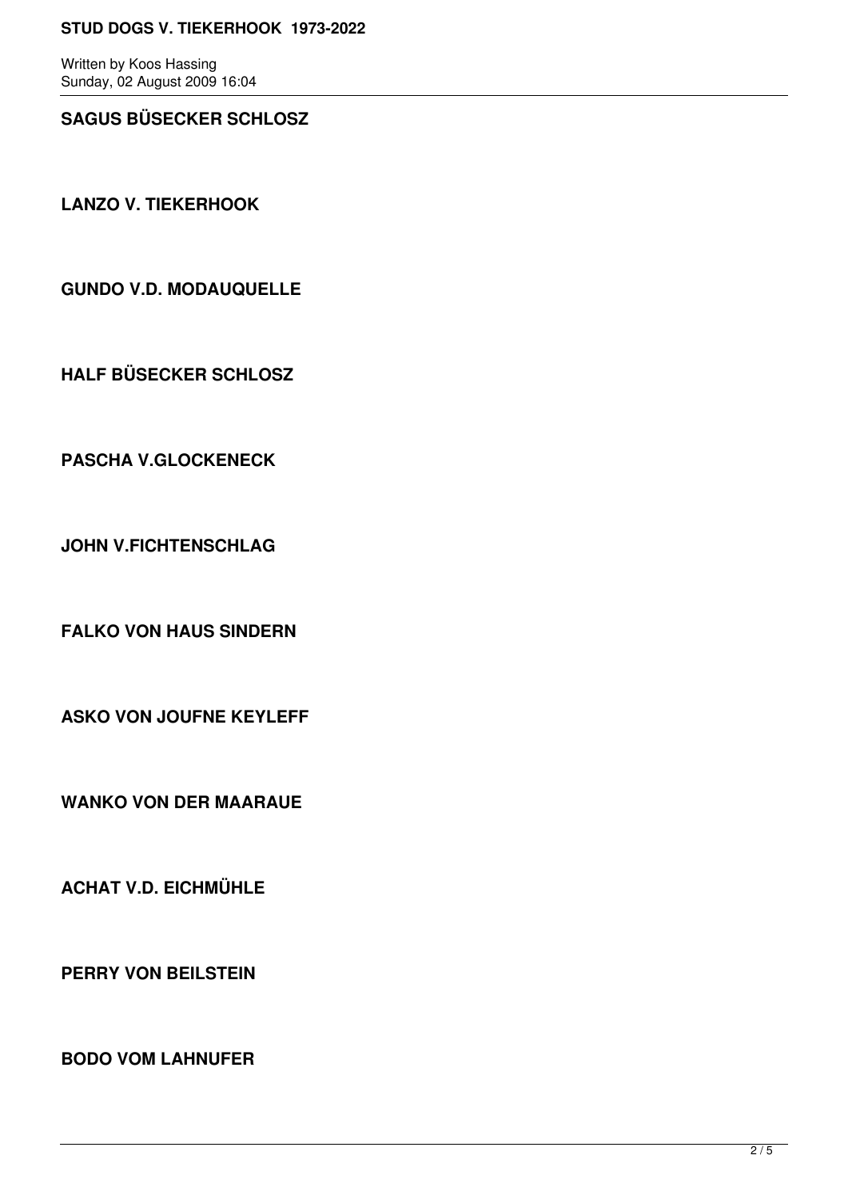**SAGUS BÜSECKER SCHLOSZ**

**LANZO V. TIEKERHOOK**

**GUNDO V.D. MODAUQUELLE**

**HALF BÜSECKER SCHLOSZ**

**PASCHA V.GLOCKENECK**

**JOHN V.FICHTENSCHLAG**

**FALKO VON HAUS SINDERN**

**ASKO VON JOUFNE KEYLEFF**

**WANKO VON DER MAARAUE**

**ACHAT V.D. EICHMÜHLE**

**PERRY VON BEILSTEIN**

**BODO VOM LAHNUFER**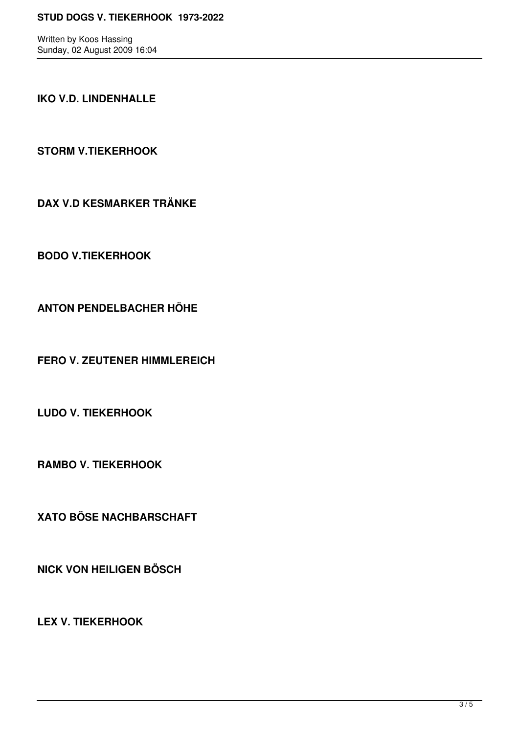**IKO V.D. LINDENHALLE**

**STORM V.TIEKERHOOK**

**DAX V.D KESMARKER TRÄNKE**

**BODO V.TIEKERHOOK**

**ANTON PENDELBACHER HÖHE**

**FERO V. ZEUTENER HIMMLEREICH**

**LUDO V. TIEKERHOOK**

**RAMBO V. TIEKERHOOK**

**XATO BÖSE NACHBARSCHAFT**

**NICK VON HEILIGEN BÖSCH**

**LEX V. TIEKERHOOK**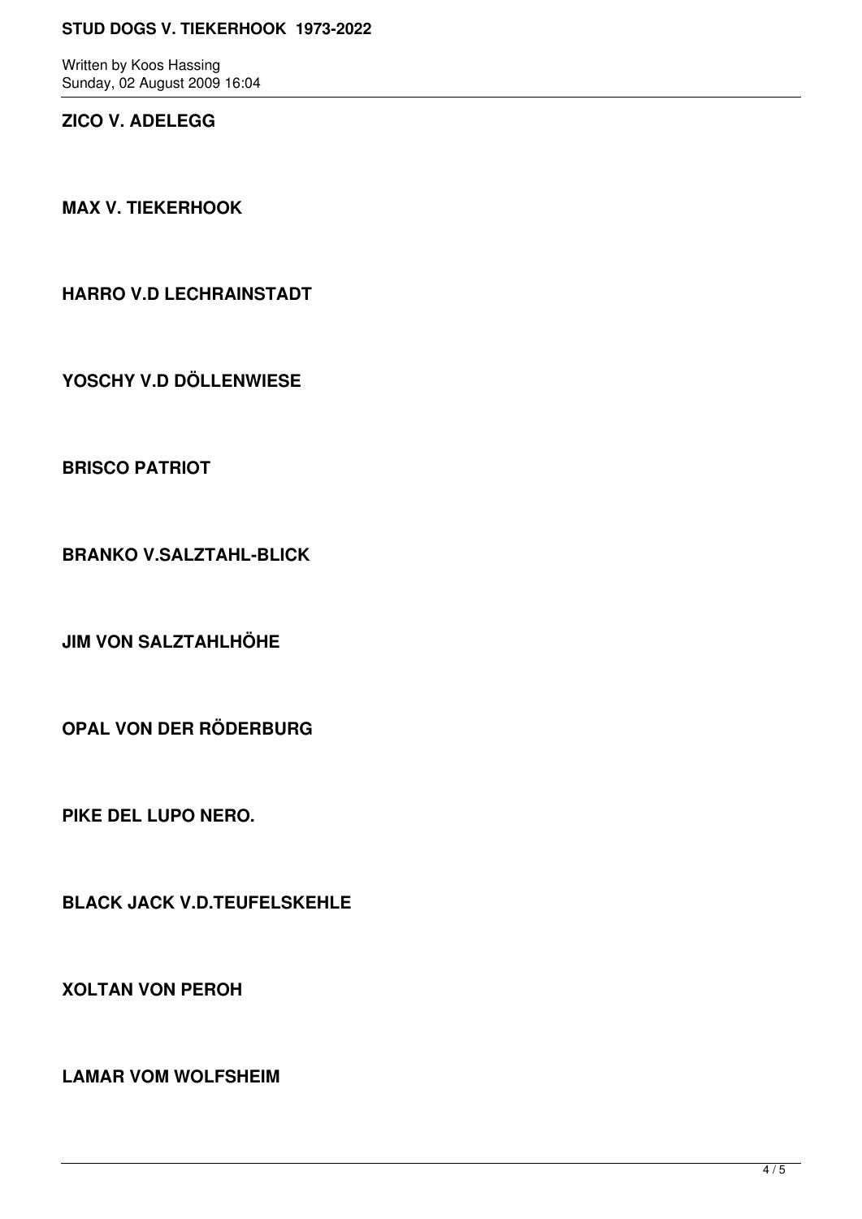**ZICO V. ADELEGG**

**MAX V. TIEKERHOOK**

**HARRO V.D LECHRAINSTADT**

**YOSCHY V.D DÖLLENWIESE**

**BRISCO PATRIOT**

**BRANKO V.SALZTAHL-BLICK**

**JIM VON SALZTAHLHÖHE**

**OPAL VON DER RÖDERBURG**

**PIKE DEL LUPO NERO.**

**BLACK JACK V.D.TEUFELSKEHLE**

**XOLTAN VON PEROH**

**LAMAR VOM WOLFSHEIM**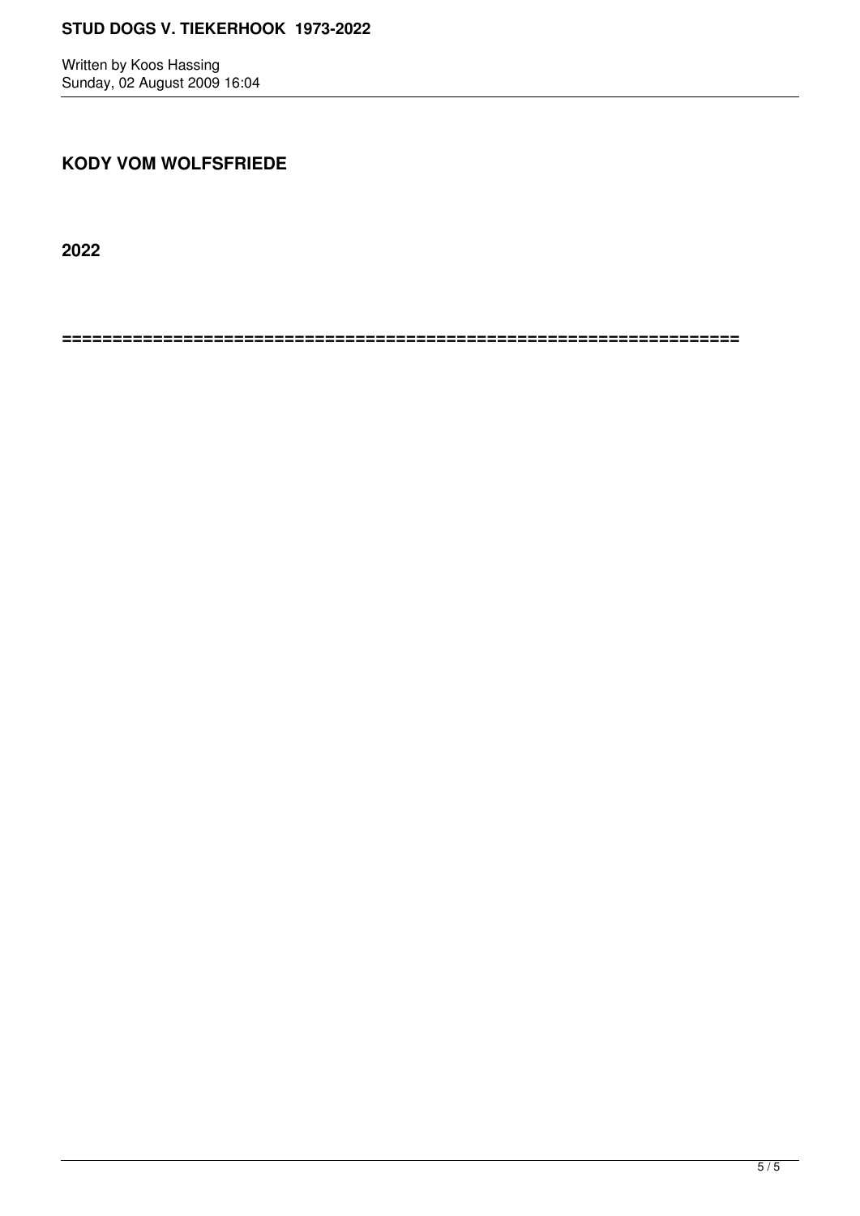**KODY VOM WOLFSFRIEDE**

**2022**

**==================================================================**